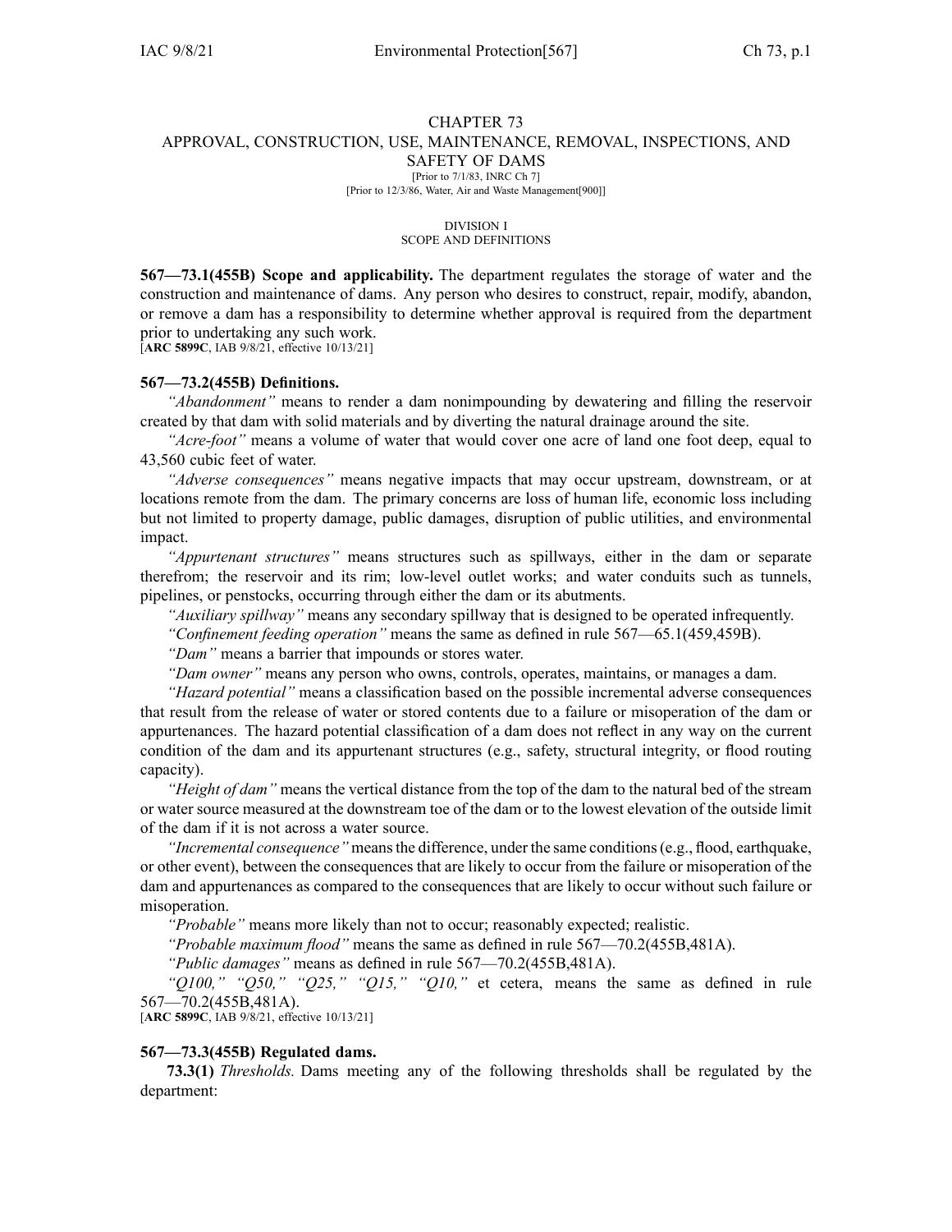# CHAPTER 73
# APPROVAL, CONSTRUCTION, USE, MAINTENANCE, REMOVAL, INSPECTIONS, AND SAFETY OF DAMS

[Prior to 7/1/83, INRC Ch 7]
[Prior to 12/3/86, Water, Air and Waste Management[900]]

## DIVISION I
## SCOPE AND DEFINITIONS

**567—73.1(455B) Scope and applicability.** The department regulates the storage of water and the construction and maintenance of dams. Any person who desires to construct, repair, modify, abandon, or remove a dam has a responsibility to determine whether approval is required from the department prior to undertaking any such work.
[**ARC 5899C**, IAB 9/8/21, effective 10/13/21]

**567—73.2(455B) Definitions.**

*"Abandonment"* means to render a dam nonimpounding by dewatering and filling the reservoir created by that dam with solid materials and by diverting the natural drainage around the site.

*"Acre-foot"* means a volume of water that would cover one acre of land one foot deep, equal to 43,560 cubic feet of water.

*"Adverse consequences"* means negative impacts that may occur upstream, downstream, or at locations remote from the dam. The primary concerns are loss of human life, economic loss including but not limited to property damage, public damages, disruption of public utilities, and environmental impact.

*"Appurtenant structures"* means structures such as spillways, either in the dam or separate therefrom; the reservoir and its rim; low-level outlet works; and water conduits such as tunnels, pipelines, or penstocks, occurring through either the dam or its abutments.

*"Auxiliary spillway"* means any secondary spillway that is designed to be operated infrequently.

*"Confinement feeding operation"* means the same as defined in rule 567—65.1(459,459B).

*"Dam"* means a barrier that impounds or stores water.

*"Dam owner"* means any person who owns, controls, operates, maintains, or manages a dam.

*"Hazard potential"* means a classification based on the possible incremental adverse consequences that result from the release of water or stored contents due to a failure or misoperation of the dam or appurtenances. The hazard potential classification of a dam does not reflect in any way on the current condition of the dam and its appurtenant structures (e.g., safety, structural integrity, or flood routing capacity).

*"Height of dam"* means the vertical distance from the top of the dam to the natural bed of the stream or water source measured at the downstream toe of the dam or to the lowest elevation of the outside limit of the dam if it is not across a water source.

*"Incremental consequence"* means the difference, under the same conditions (e.g., flood, earthquake, or other event), between the consequences that are likely to occur from the failure or misoperation of the dam and appurtenances as compared to the consequences that are likely to occur without such failure or misoperation.

*"Probable"* means more likely than not to occur; reasonably expected; realistic.

*"Probable maximum flood"* means the same as defined in rule 567—70.2(455B,481A).

*"Public damages"* means as defined in rule 567—70.2(455B,481A).

*"Q100," "Q50," "Q25," "Q15," "Q10,"* et cetera, means the same as defined in rule 567—70.2(455B,481A).
[**ARC 5899C**, IAB 9/8/21, effective 10/13/21]

**567—73.3(455B) Regulated dams.**

**73.3(1)** *Thresholds.* Dams meeting any of the following thresholds shall be regulated by the department: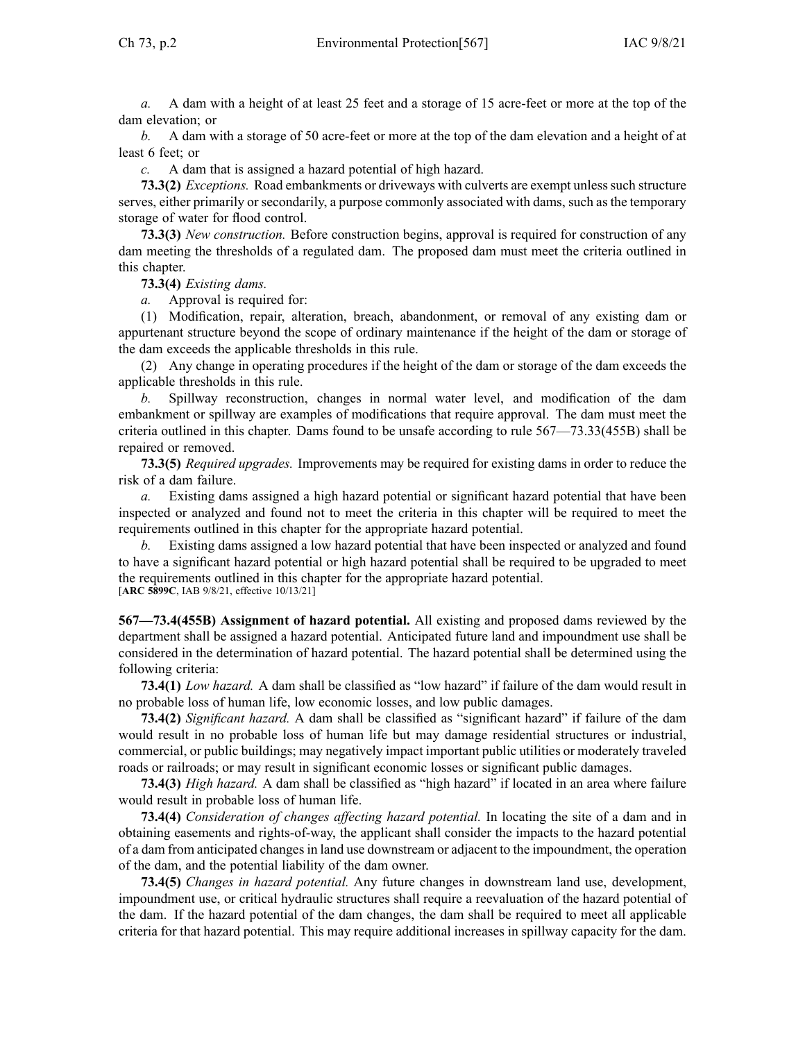*a.* A dam with a height of at least 25 feet and a storage of 15 acre-feet or more at the top of the dam elevation; or

*b.* A dam with a storage of 50 acre-feet or more at the top of the dam elevation and a height of at least 6 feet; or

*c.* A dam that is assigned a hazard potential of high hazard.

**73.3(2)** *Exceptions.* Road embankments or driveways with culverts are exempt unless such structure serves, either primarily or secondarily, a purpose commonly associated with dams, such as the temporary storage of water for flood control.

**73.3(3)** *New construction.* Before construction begins, approval is required for construction of any dam meeting the thresholds of a regulated dam. The proposed dam must meet the criteria outlined in this chapter.

**73.3(4)** *Existing dams.*

*a.* Approval is required for:

(1) Modification, repair, alteration, breach, abandonment, or removal of any existing dam or appurtenant structure beyond the scope of ordinary maintenance if the height of the dam or storage of the dam exceeds the applicable thresholds in this rule.

(2) Any change in operating procedures if the height of the dam or storage of the dam exceeds the applicable thresholds in this rule.

*b.* Spillway reconstruction, changes in normal water level, and modification of the dam embankment or spillway are examples of modifications that require approval. The dam must meet the criteria outlined in this chapter. Dams found to be unsafe according to rule 567—73.33(455B) shall be repaired or removed.

**73.3(5)** *Required upgrades.* Improvements may be required for existing dams in order to reduce the risk of a dam failure.

*a.* Existing dams assigned a high hazard potential or significant hazard potential that have been inspected or analyzed and found not to meet the criteria in this chapter will be required to meet the requirements outlined in this chapter for the appropriate hazard potential.

*b.* Existing dams assigned a low hazard potential that have been inspected or analyzed and found to have a significant hazard potential or high hazard potential shall be required to be upgraded to meet the requirements outlined in this chapter for the appropriate hazard potential.

[**ARC 5899C**, IAB 9/8/21, effective 10/13/21]

**567—73.4(455B) Assignment of hazard potential.** All existing and proposed dams reviewed by the department shall be assigned a hazard potential. Anticipated future land and impoundment use shall be considered in the determination of hazard potential. The hazard potential shall be determined using the following criteria:

**73.4(1)** *Low hazard.* A dam shall be classified as "low hazard" if failure of the dam would result in no probable loss of human life, low economic losses, and low public damages.

**73.4(2)** *Significant hazard.* A dam shall be classified as "significant hazard" if failure of the dam would result in no probable loss of human life but may damage residential structures or industrial, commercial, or public buildings; may negatively impact important public utilities or moderately traveled roads or railroads; or may result in significant economic losses or significant public damages.

**73.4(3)** *High hazard.* A dam shall be classified as "high hazard" if located in an area where failure would result in probable loss of human life.

**73.4(4)** *Consideration of changes affecting hazard potential.* In locating the site of a dam and in obtaining easements and rights-of-way, the applicant shall consider the impacts to the hazard potential of a dam from anticipated changes in land use downstream or adjacent to the impoundment, the operation of the dam, and the potential liability of the dam owner.

**73.4(5)** *Changes in hazard potential.* Any future changes in downstream land use, development, impoundment use, or critical hydraulic structures shall require a reevaluation of the hazard potential of the dam. If the hazard potential of the dam changes, the dam shall be required to meet all applicable criteria for that hazard potential. This may require additional increases in spillway capacity for the dam.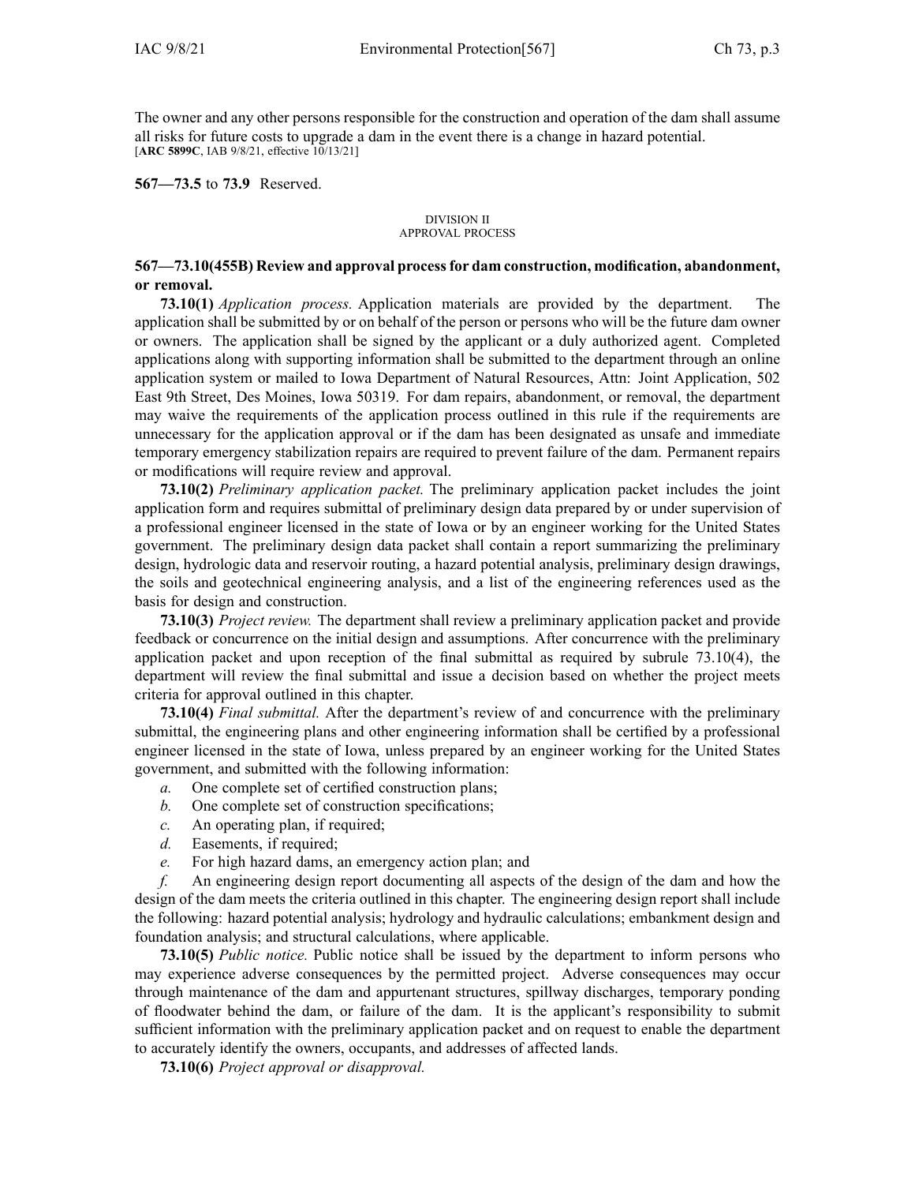The owner and any other persons responsible for the construction and operation of the dam shall assume all risks for future costs to upgrade a dam in the event there is a change in hazard potential.
[**ARC 5899C**, IAB 9/8/21, effective 10/13/21]

**567—73.5** to **73.9** Reserved.

DIVISION II
APPROVAL PROCESS

**567—73.10(455B) Review and approval process for dam construction, modification, abandonment, or removal.**

**73.10(1)** *Application process.* Application materials are provided by the department. The application shall be submitted by or on behalf of the person or persons who will be the future dam owner or owners. The application shall be signed by the applicant or a duly authorized agent. Completed applications along with supporting information shall be submitted to the department through an online application system or mailed to Iowa Department of Natural Resources, Attn: Joint Application, 502 East 9th Street, Des Moines, Iowa 50319. For dam repairs, abandonment, or removal, the department may waive the requirements of the application process outlined in this rule if the requirements are unnecessary for the application approval or if the dam has been designated as unsafe and immediate temporary emergency stabilization repairs are required to prevent failure of the dam. Permanent repairs or modifications will require review and approval.

**73.10(2)** *Preliminary application packet.* The preliminary application packet includes the joint application form and requires submittal of preliminary design data prepared by or under supervision of a professional engineer licensed in the state of Iowa or by an engineer working for the United States government. The preliminary design data packet shall contain a report summarizing the preliminary design, hydrologic data and reservoir routing, a hazard potential analysis, preliminary design drawings, the soils and geotechnical engineering analysis, and a list of the engineering references used as the basis for design and construction.

**73.10(3)** *Project review.* The department shall review a preliminary application packet and provide feedback or concurrence on the initial design and assumptions. After concurrence with the preliminary application packet and upon reception of the final submittal as required by subrule 73.10(4), the department will review the final submittal and issue a decision based on whether the project meets criteria for approval outlined in this chapter.

**73.10(4)** *Final submittal.* After the department's review of and concurrence with the preliminary submittal, the engineering plans and other engineering information shall be certified by a professional engineer licensed in the state of Iowa, unless prepared by an engineer working for the United States government, and submitted with the following information:

*a.* One complete set of certified construction plans;

*b.* One complete set of construction specifications;

*c.* An operating plan, if required;

*d.* Easements, if required;

*e.* For high hazard dams, an emergency action plan; and

*f.* An engineering design report documenting all aspects of the design of the dam and how the design of the dam meets the criteria outlined in this chapter. The engineering design report shall include the following: hazard potential analysis; hydrology and hydraulic calculations; embankment design and foundation analysis; and structural calculations, where applicable.

**73.10(5)** *Public notice.* Public notice shall be issued by the department to inform persons who may experience adverse consequences by the permitted project. Adverse consequences may occur through maintenance of the dam and appurtenant structures, spillway discharges, temporary ponding of floodwater behind the dam, or failure of the dam. It is the applicant's responsibility to submit sufficient information with the preliminary application packet and on request to enable the department to accurately identify the owners, occupants, and addresses of affected lands.

**73.10(6)** *Project approval or disapproval.*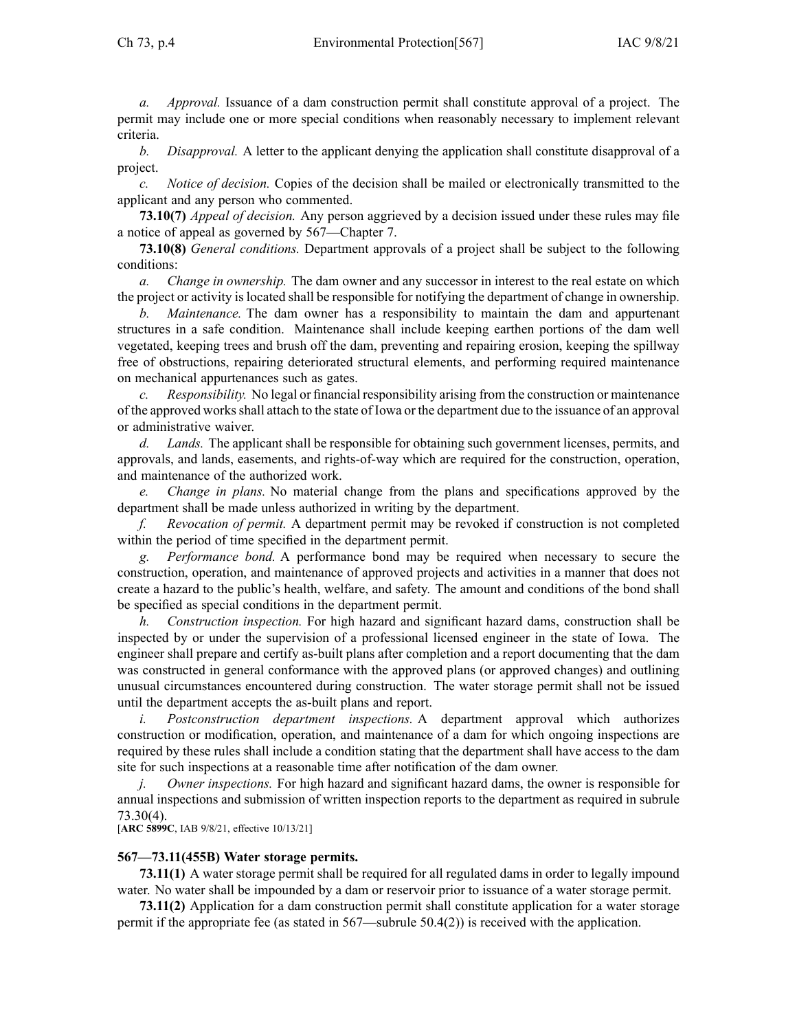*a. Approval.* Issuance of a dam construction permit shall constitute approval of a project. The permit may include one or more special conditions when reasonably necessary to implement relevant criteria.

*b. Disapproval.* A letter to the applicant denying the application shall constitute disapproval of a project.

*c. Notice of decision.* Copies of the decision shall be mailed or electronically transmitted to the applicant and any person who commented.

**73.10(7)** *Appeal of decision.* Any person aggrieved by a decision issued under these rules may file a notice of appeal as governed by 567—Chapter 7.

**73.10(8)** *General conditions.* Department approvals of a project shall be subject to the following conditions:

*a. Change in ownership.* The dam owner and any successor in interest to the real estate on which the project or activity is located shall be responsible for notifying the department of change in ownership.

*b. Maintenance.* The dam owner has a responsibility to maintain the dam and appurtenant structures in a safe condition. Maintenance shall include keeping earthen portions of the dam well vegetated, keeping trees and brush off the dam, preventing and repairing erosion, keeping the spillway free of obstructions, repairing deteriorated structural elements, and performing required maintenance on mechanical appurtenances such as gates.

*c. Responsibility.* No legal or financial responsibility arising from the construction or maintenance of the approved works shall attach to the state of Iowa or the department due to the issuance of an approval or administrative waiver.

*d. Lands.* The applicant shall be responsible for obtaining such government licenses, permits, and approvals, and lands, easements, and rights-of-way which are required for the construction, operation, and maintenance of the authorized work.

*e. Change in plans.* No material change from the plans and specifications approved by the department shall be made unless authorized in writing by the department.

*f. Revocation of permit.* A department permit may be revoked if construction is not completed within the period of time specified in the department permit.

*g. Performance bond.* A performance bond may be required when necessary to secure the construction, operation, and maintenance of approved projects and activities in a manner that does not create a hazard to the public's health, welfare, and safety. The amount and conditions of the bond shall be specified as special conditions in the department permit.

*h. Construction inspection.* For high hazard and significant hazard dams, construction shall be inspected by or under the supervision of a professional licensed engineer in the state of Iowa. The engineer shall prepare and certify as-built plans after completion and a report documenting that the dam was constructed in general conformance with the approved plans (or approved changes) and outlining unusual circumstances encountered during construction. The water storage permit shall not be issued until the department accepts the as-built plans and report.

*i. Postconstruction department inspections.* A department approval which authorizes construction or modification, operation, and maintenance of a dam for which ongoing inspections are required by these rules shall include a condition stating that the department shall have access to the dam site for such inspections at a reasonable time after notification of the dam owner.

*j. Owner inspections.* For high hazard and significant hazard dams, the owner is responsible for annual inspections and submission of written inspection reports to the department as required in subrule 73.30(4).

[**ARC 5899C**, IAB 9/8/21, effective 10/13/21]

### 567—73.11(455B) Water storage permits.

**73.11(1)** A water storage permit shall be required for all regulated dams in order to legally impound water. No water shall be impounded by a dam or reservoir prior to issuance of a water storage permit.

**73.11(2)** Application for a dam construction permit shall constitute application for a water storage permit if the appropriate fee (as stated in 567—subrule 50.4(2)) is received with the application.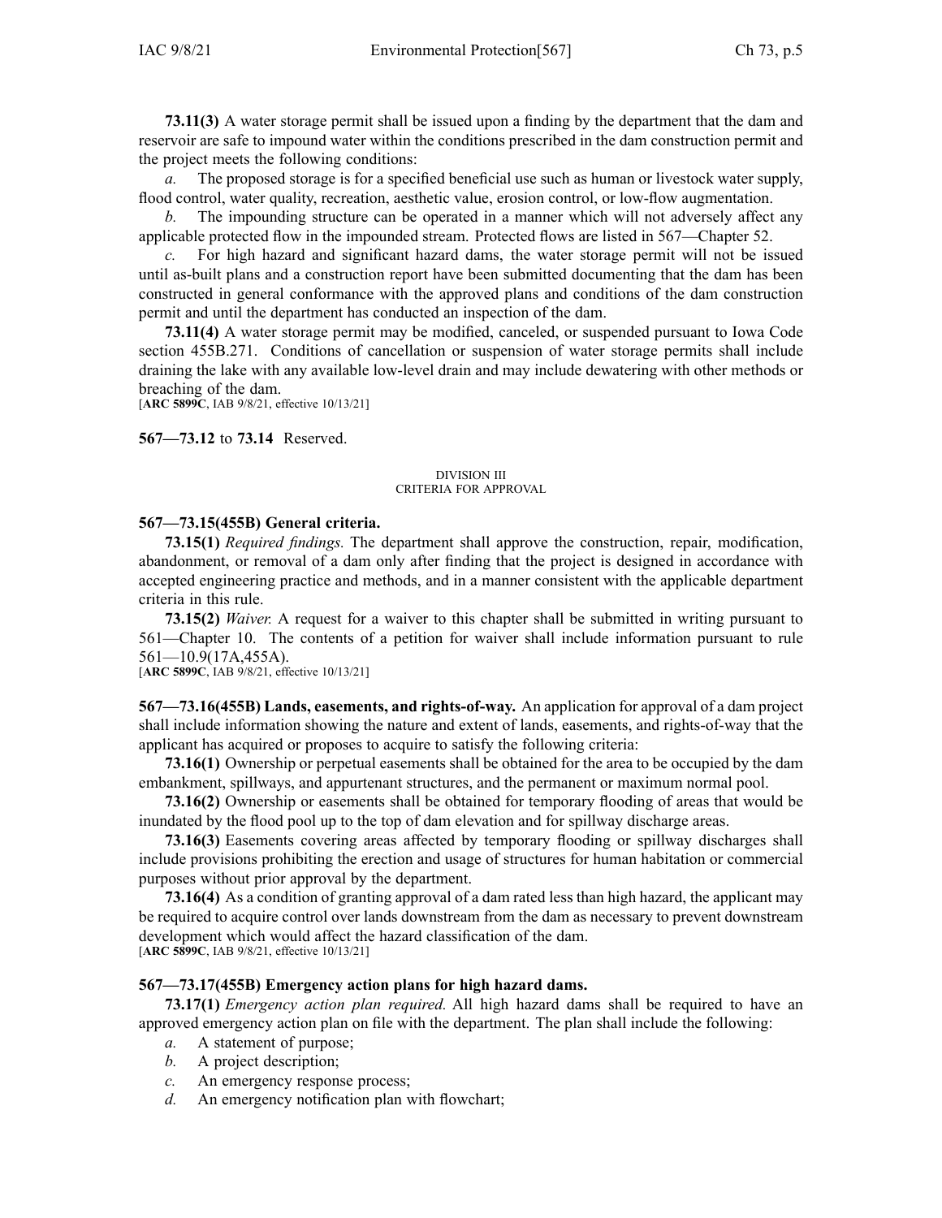**73.11(3)** A water storage permit shall be issued upon a finding by the department that the dam and reservoir are safe to impound water within the conditions prescribed in the dam construction permit and the project meets the following conditions:

*a.* The proposed storage is for a specified beneficial use such as human or livestock water supply, flood control, water quality, recreation, aesthetic value, erosion control, or low-flow augmentation.

*b.* The impounding structure can be operated in a manner which will not adversely affect any applicable protected flow in the impounded stream. Protected flows are listed in 567—Chapter 52.

*c.* For high hazard and significant hazard dams, the water storage permit will not be issued until as-built plans and a construction report have been submitted documenting that the dam has been constructed in general conformance with the approved plans and conditions of the dam construction permit and until the department has conducted an inspection of the dam.

**73.11(4)** A water storage permit may be modified, canceled, or suspended pursuant to Iowa Code section 455B.271. Conditions of cancellation or suspension of water storage permits shall include draining the lake with any available low-level drain and may include dewatering with other methods or breaching of the dam.
[**ARC 5899C**, IAB 9/8/21, effective 10/13/21]

**567—73.12** to **73.14** Reserved.

DIVISION III
CRITERIA FOR APPROVAL

**567—73.15(455B) General criteria.**

**73.15(1)** *Required findings.* The department shall approve the construction, repair, modification, abandonment, or removal of a dam only after finding that the project is designed in accordance with accepted engineering practice and methods, and in a manner consistent with the applicable department criteria in this rule.

**73.15(2)** *Waiver.* A request for a waiver to this chapter shall be submitted in writing pursuant to 561—Chapter 10. The contents of a petition for waiver shall include information pursuant to rule 561—10.9(17A,455A).
[**ARC 5899C**, IAB 9/8/21, effective 10/13/21]

**567—73.16(455B) Lands, easements, and rights-of-way.** An application for approval of a dam project shall include information showing the nature and extent of lands, easements, and rights-of-way that the applicant has acquired or proposes to acquire to satisfy the following criteria:

**73.16(1)** Ownership or perpetual easements shall be obtained for the area to be occupied by the dam embankment, spillways, and appurtenant structures, and the permanent or maximum normal pool.

**73.16(2)** Ownership or easements shall be obtained for temporary flooding of areas that would be inundated by the flood pool up to the top of dam elevation and for spillway discharge areas.

**73.16(3)** Easements covering areas affected by temporary flooding or spillway discharges shall include provisions prohibiting the erection and usage of structures for human habitation or commercial purposes without prior approval by the department.

**73.16(4)** As a condition of granting approval of a dam rated less than high hazard, the applicant may be required to acquire control over lands downstream from the dam as necessary to prevent downstream development which would affect the hazard classification of the dam.
[**ARC 5899C**, IAB 9/8/21, effective 10/13/21]

**567—73.17(455B) Emergency action plans for high hazard dams.**

**73.17(1)** *Emergency action plan required.* All high hazard dams shall be required to have an approved emergency action plan on file with the department. The plan shall include the following:

*a.* A statement of purpose;

*b.* A project description;

*c.* An emergency response process;

*d.* An emergency notification plan with flowchart;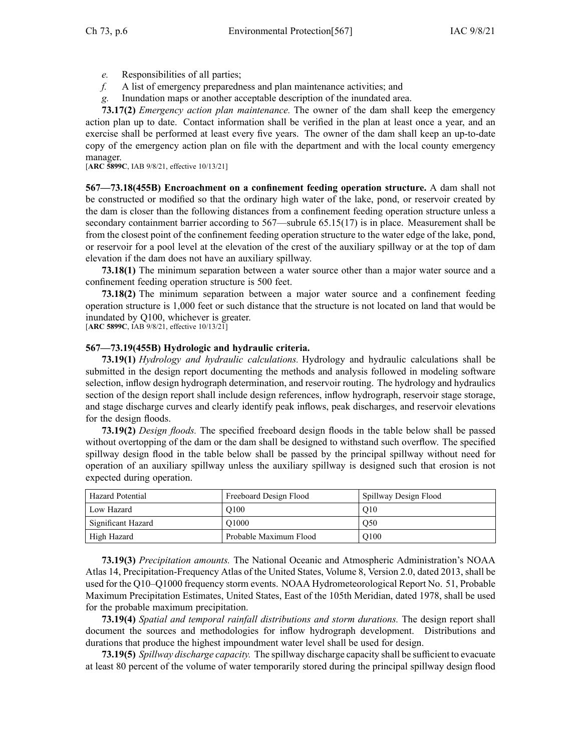*e.* Responsibilities of all parties;

*f.* A list of emergency preparedness and plan maintenance activities; and

*g.* Inundation maps or another acceptable description of the inundated area.

**73.17(2)** *Emergency action plan maintenance.* The owner of the dam shall keep the emergency action plan up to date. Contact information shall be verified in the plan at least once a year, and an exercise shall be performed at least every five years. The owner of the dam shall keep an up-to-date copy of the emergency action plan on file with the department and with the local county emergency manager.

[**ARC 5899C**, IAB 9/8/21, effective 10/13/21]

**567—73.18(455B) Encroachment on a confinement feeding operation structure.** A dam shall not be constructed or modified so that the ordinary high water of the lake, pond, or reservoir created by the dam is closer than the following distances from a confinement feeding operation structure unless a secondary containment barrier according to 567—subrule 65.15(17) is in place. Measurement shall be from the closest point of the confinement feeding operation structure to the water edge of the lake, pond, or reservoir for a pool level at the elevation of the crest of the auxiliary spillway or at the top of dam elevation if the dam does not have an auxiliary spillway.

**73.18(1)** The minimum separation between a water source other than a major water source and a confinement feeding operation structure is 500 feet.

**73.18(2)** The minimum separation between a major water source and a confinement feeding operation structure is 1,000 feet or such distance that the structure is not located on land that would be inundated by Q100, whichever is greater.

[**ARC 5899C**, IAB 9/8/21, effective 10/13/21]

**567—73.19(455B) Hydrologic and hydraulic criteria.**

**73.19(1)** *Hydrology and hydraulic calculations.* Hydrology and hydraulic calculations shall be submitted in the design report documenting the methods and analysis followed in modeling software selection, inflow design hydrograph determination, and reservoir routing. The hydrology and hydraulics section of the design report shall include design references, inflow hydrograph, reservoir stage storage, and stage discharge curves and clearly identify peak inflows, peak discharges, and reservoir elevations for the design floods.

**73.19(2)** *Design floods.* The specified freeboard design floods in the table below shall be passed without overtopping of the dam or the dam shall be designed to withstand such overflow. The specified spillway design flood in the table below shall be passed by the principal spillway without need for operation of an auxiliary spillway unless the auxiliary spillway is designed such that erosion is not expected during operation.

| Hazard Potential | Freeboard Design Flood | Spillway Design Flood |
|---|---|---|
| Low Hazard | Q100 | Q10 |
| Significant Hazard | Q1000 | Q50 |
| High Hazard | Probable Maximum Flood | Q100 |

**73.19(3)** *Precipitation amounts.* The National Oceanic and Atmospheric Administration's NOAA Atlas 14, Precipitation-Frequency Atlas of the United States, Volume 8, Version 2.0, dated 2013, shall be used for the Q10–Q1000 frequency storm events. NOAA Hydrometeorological Report No. 51, Probable Maximum Precipitation Estimates, United States, East of the 105th Meridian, dated 1978, shall be used for the probable maximum precipitation.

**73.19(4)** *Spatial and temporal rainfall distributions and storm durations.* The design report shall document the sources and methodologies for inflow hydrograph development. Distributions and durations that produce the highest impoundment water level shall be used for design.

**73.19(5)** *Spillway discharge capacity.* The spillway discharge capacity shall be sufficient to evacuate at least 80 percent of the volume of water temporarily stored during the principal spillway design flood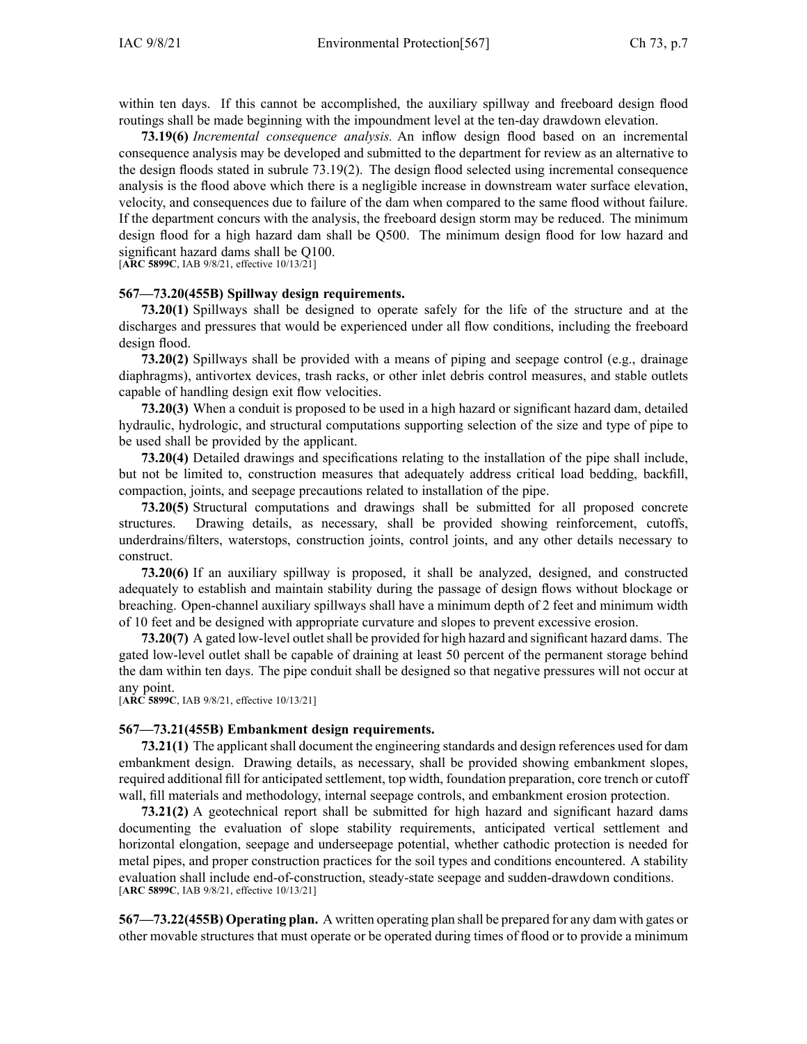within ten days. If this cannot be accomplished, the auxiliary spillway and freeboard design flood routings shall be made beginning with the impoundment level at the ten-day drawdown elevation.

**73.19(6)** *Incremental consequence analysis.* An inflow design flood based on an incremental consequence analysis may be developed and submitted to the department for review as an alternative to the design floods stated in subrule 73.19(2). The design flood selected using incremental consequence analysis is the flood above which there is a negligible increase in downstream water surface elevation, velocity, and consequences due to failure of the dam when compared to the same flood without failure. If the department concurs with the analysis, the freeboard design storm may be reduced. The minimum design flood for a high hazard dam shall be Q500. The minimum design flood for low hazard and significant hazard dams shall be Q100.
[**ARC 5899C**, IAB 9/8/21, effective 10/13/21]

**567—73.20(455B) Spillway design requirements.**

**73.20(1)** Spillways shall be designed to operate safely for the life of the structure and at the discharges and pressures that would be experienced under all flow conditions, including the freeboard design flood.

**73.20(2)** Spillways shall be provided with a means of piping and seepage control (e.g., drainage diaphragms), antivortex devices, trash racks, or other inlet debris control measures, and stable outlets capable of handling design exit flow velocities.

**73.20(3)** When a conduit is proposed to be used in a high hazard or significant hazard dam, detailed hydraulic, hydrologic, and structural computations supporting selection of the size and type of pipe to be used shall be provided by the applicant.

**73.20(4)** Detailed drawings and specifications relating to the installation of the pipe shall include, but not be limited to, construction measures that adequately address critical load bedding, backfill, compaction, joints, and seepage precautions related to installation of the pipe.

**73.20(5)** Structural computations and drawings shall be submitted for all proposed concrete structures. Drawing details, as necessary, shall be provided showing reinforcement, cutoffs, underdrains/filters, waterstops, construction joints, control joints, and any other details necessary to construct.

**73.20(6)** If an auxiliary spillway is proposed, it shall be analyzed, designed, and constructed adequately to establish and maintain stability during the passage of design flows without blockage or breaching. Open-channel auxiliary spillways shall have a minimum depth of 2 feet and minimum width of 10 feet and be designed with appropriate curvature and slopes to prevent excessive erosion.

**73.20(7)** A gated low-level outlet shall be provided for high hazard and significant hazard dams. The gated low-level outlet shall be capable of draining at least 50 percent of the permanent storage behind the dam within ten days. The pipe conduit shall be designed so that negative pressures will not occur at any point.
[**ARC 5899C**, IAB 9/8/21, effective 10/13/21]

**567—73.21(455B) Embankment design requirements.**

**73.21(1)** The applicant shall document the engineering standards and design references used for dam embankment design. Drawing details, as necessary, shall be provided showing embankment slopes, required additional fill for anticipated settlement, top width, foundation preparation, core trench or cutoff wall, fill materials and methodology, internal seepage controls, and embankment erosion protection.

**73.21(2)** A geotechnical report shall be submitted for high hazard and significant hazard dams documenting the evaluation of slope stability requirements, anticipated vertical settlement and horizontal elongation, seepage and underseepage potential, whether cathodic protection is needed for metal pipes, and proper construction practices for the soil types and conditions encountered. A stability evaluation shall include end-of-construction, steady-state seepage and sudden-drawdown conditions.
[**ARC 5899C**, IAB 9/8/21, effective 10/13/21]

**567—73.22(455B) Operating plan.** A written operating plan shall be prepared for any dam with gates or other movable structures that must operate or be operated during times of flood or to provide a minimum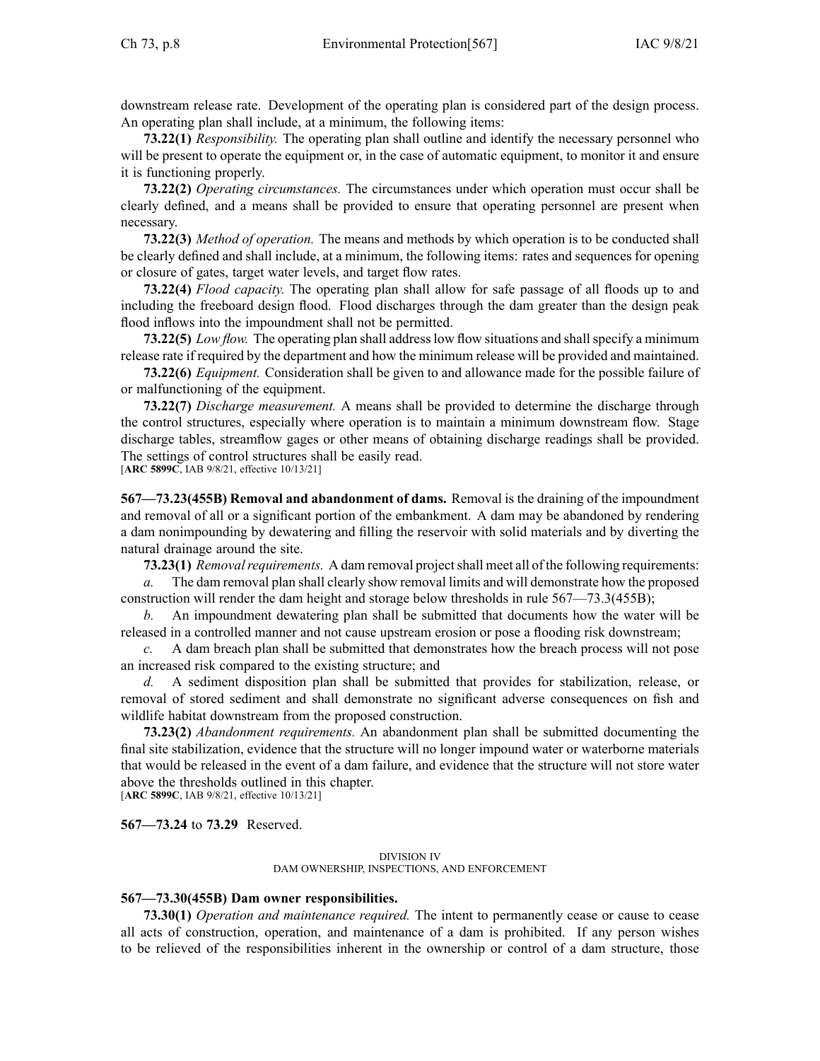downstream release rate. Development of the operating plan is considered part of the design process. An operating plan shall include, at a minimum, the following items:

**73.22(1)** *Responsibility.* The operating plan shall outline and identify the necessary personnel who will be present to operate the equipment or, in the case of automatic equipment, to monitor it and ensure it is functioning properly.

**73.22(2)** *Operating circumstances.* The circumstances under which operation must occur shall be clearly defined, and a means shall be provided to ensure that operating personnel are present when necessary.

**73.22(3)** *Method of operation.* The means and methods by which operation is to be conducted shall be clearly defined and shall include, at a minimum, the following items: rates and sequences for opening or closure of gates, target water levels, and target flow rates.

**73.22(4)** *Flood capacity.* The operating plan shall allow for safe passage of all floods up to and including the freeboard design flood. Flood discharges through the dam greater than the design peak flood inflows into the impoundment shall not be permitted.

**73.22(5)** *Low flow.* The operating plan shall address low flow situations and shall specify a minimum release rate if required by the department and how the minimum release will be provided and maintained.

**73.22(6)** *Equipment.* Consideration shall be given to and allowance made for the possible failure of or malfunctioning of the equipment.

**73.22(7)** *Discharge measurement.* A means shall be provided to determine the discharge through the control structures, especially where operation is to maintain a minimum downstream flow. Stage discharge tables, streamflow gages or other means of obtaining discharge readings shall be provided. The settings of control structures shall be easily read.

[**ARC 5899C**, IAB 9/8/21, effective 10/13/21]

**567—73.23(455B) Removal and abandonment of dams.** Removal is the draining of the impoundment and removal of all or a significant portion of the embankment. A dam may be abandoned by rendering a dam nonimpounding by dewatering and filling the reservoir with solid materials and by diverting the natural drainage around the site.

**73.23(1)** *Removal requirements.* A dam removal project shall meet all of the following requirements:

*a.* The dam removal plan shall clearly show removal limits and will demonstrate how the proposed construction will render the dam height and storage below thresholds in rule 567—73.3(455B);

*b.* An impoundment dewatering plan shall be submitted that documents how the water will be released in a controlled manner and not cause upstream erosion or pose a flooding risk downstream;

*c.* A dam breach plan shall be submitted that demonstrates how the breach process will not pose an increased risk compared to the existing structure; and

*d.* A sediment disposition plan shall be submitted that provides for stabilization, release, or removal of stored sediment and shall demonstrate no significant adverse consequences on fish and wildlife habitat downstream from the proposed construction.

**73.23(2)** *Abandonment requirements.* An abandonment plan shall be submitted documenting the final site stabilization, evidence that the structure will no longer impound water or waterborne materials that would be released in the event of a dam failure, and evidence that the structure will not store water above the thresholds outlined in this chapter.

[**ARC 5899C**, IAB 9/8/21, effective 10/13/21]

**567—73.24** to **73.29** Reserved.

DIVISION IV
DAM OWNERSHIP, INSPECTIONS, AND ENFORCEMENT

**567—73.30(455B) Dam owner responsibilities.**

**73.30(1)** *Operation and maintenance required.* The intent to permanently cease or cause to cease all acts of construction, operation, and maintenance of a dam is prohibited. If any person wishes to be relieved of the responsibilities inherent in the ownership or control of a dam structure, those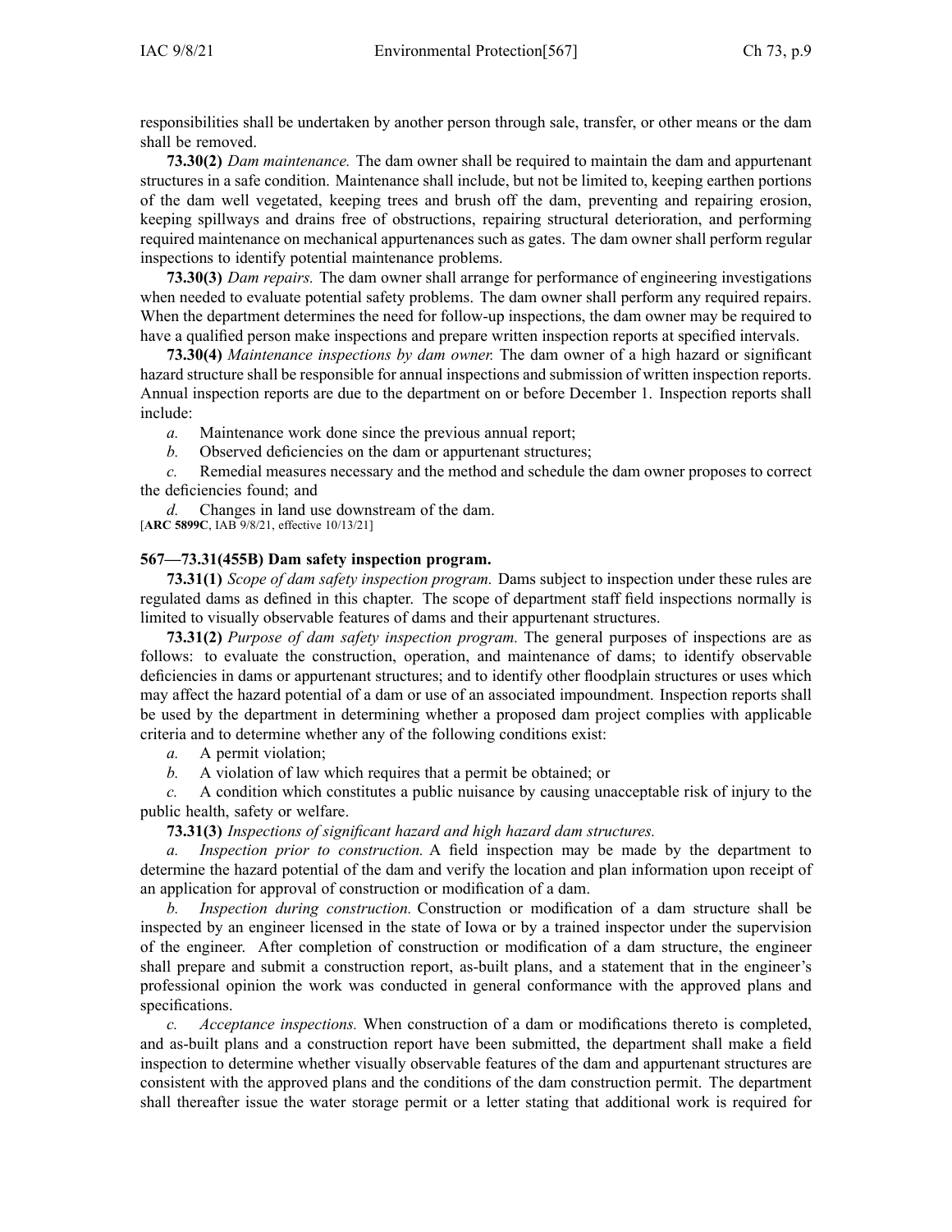responsibilities shall be undertaken by another person through sale, transfer, or other means or the dam shall be removed.

**73.30(2)** *Dam maintenance.* The dam owner shall be required to maintain the dam and appurtenant structures in a safe condition. Maintenance shall include, but not be limited to, keeping earthen portions of the dam well vegetated, keeping trees and brush off the dam, preventing and repairing erosion, keeping spillways and drains free of obstructions, repairing structural deterioration, and performing required maintenance on mechanical appurtenances such as gates. The dam owner shall perform regular inspections to identify potential maintenance problems.

**73.30(3)** *Dam repairs.* The dam owner shall arrange for performance of engineering investigations when needed to evaluate potential safety problems. The dam owner shall perform any required repairs. When the department determines the need for follow-up inspections, the dam owner may be required to have a qualified person make inspections and prepare written inspection reports at specified intervals.

**73.30(4)** *Maintenance inspections by dam owner.* The dam owner of a high hazard or significant hazard structure shall be responsible for annual inspections and submission of written inspection reports. Annual inspection reports are due to the department on or before December 1. Inspection reports shall include:

*a.* Maintenance work done since the previous annual report;

*b.* Observed deficiencies on the dam or appurtenant structures;

*c.* Remedial measures necessary and the method and schedule the dam owner proposes to correct the deficiencies found; and

*d.* Changes in land use downstream of the dam.

[**ARC 5899C**, IAB 9/8/21, effective 10/13/21]

**567—73.31(455B) Dam safety inspection program.**

**73.31(1)** *Scope of dam safety inspection program.* Dams subject to inspection under these rules are regulated dams as defined in this chapter. The scope of department staff field inspections normally is limited to visually observable features of dams and their appurtenant structures.

**73.31(2)** *Purpose of dam safety inspection program.* The general purposes of inspections are as follows: to evaluate the construction, operation, and maintenance of dams; to identify observable deficiencies in dams or appurtenant structures; and to identify other floodplain structures or uses which may affect the hazard potential of a dam or use of an associated impoundment. Inspection reports shall be used by the department in determining whether a proposed dam project complies with applicable criteria and to determine whether any of the following conditions exist:

*a.* A permit violation;

*b.* A violation of law which requires that a permit be obtained; or

*c.* A condition which constitutes a public nuisance by causing unacceptable risk of injury to the public health, safety or welfare.

**73.31(3)** *Inspections of significant hazard and high hazard dam structures.*

*a.* *Inspection prior to construction.* A field inspection may be made by the department to determine the hazard potential of the dam and verify the location and plan information upon receipt of an application for approval of construction or modification of a dam.

*b.* *Inspection during construction.* Construction or modification of a dam structure shall be inspected by an engineer licensed in the state of Iowa or by a trained inspector under the supervision of the engineer. After completion of construction or modification of a dam structure, the engineer shall prepare and submit a construction report, as-built plans, and a statement that in the engineer's professional opinion the work was conducted in general conformance with the approved plans and specifications.

*c.* *Acceptance inspections.* When construction of a dam or modifications thereto is completed, and as-built plans and a construction report have been submitted, the department shall make a field inspection to determine whether visually observable features of the dam and appurtenant structures are consistent with the approved plans and the conditions of the dam construction permit. The department shall thereafter issue the water storage permit or a letter stating that additional work is required for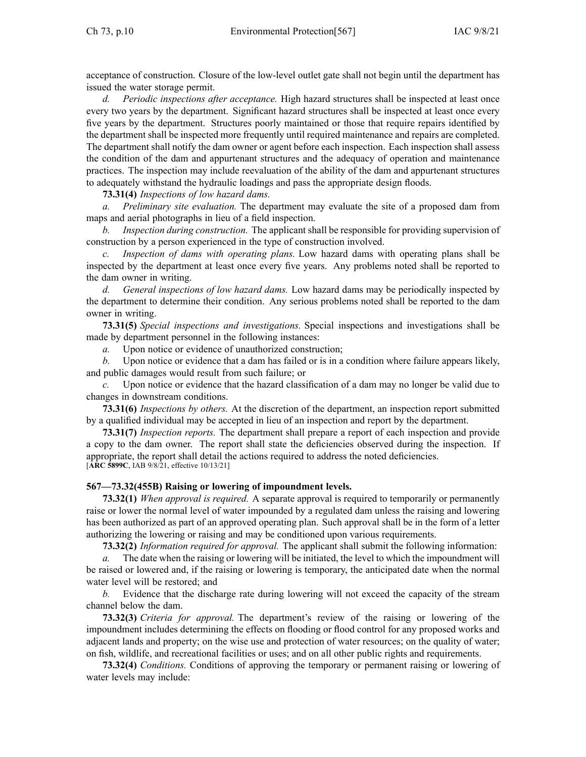acceptance of construction. Closure of the low-level outlet gate shall not begin until the department has issued the water storage permit.

*d. Periodic inspections after acceptance.* High hazard structures shall be inspected at least once every two years by the department. Significant hazard structures shall be inspected at least once every five years by the department. Structures poorly maintained or those that require repairs identified by the department shall be inspected more frequently until required maintenance and repairs are completed. The department shall notify the dam owner or agent before each inspection. Each inspection shall assess the condition of the dam and appurtenant structures and the adequacy of operation and maintenance practices. The inspection may include reevaluation of the ability of the dam and appurtenant structures to adequately withstand the hydraulic loadings and pass the appropriate design floods.

**73.31(4)** *Inspections of low hazard dams.*

*a. Preliminary site evaluation.* The department may evaluate the site of a proposed dam from maps and aerial photographs in lieu of a field inspection.

*b. Inspection during construction.* The applicant shall be responsible for providing supervision of construction by a person experienced in the type of construction involved.

*c. Inspection of dams with operating plans.* Low hazard dams with operating plans shall be inspected by the department at least once every five years. Any problems noted shall be reported to the dam owner in writing.

*d. General inspections of low hazard dams.* Low hazard dams may be periodically inspected by the department to determine their condition. Any serious problems noted shall be reported to the dam owner in writing.

**73.31(5)** *Special inspections and investigations.* Special inspections and investigations shall be made by department personnel in the following instances:

*a.* Upon notice or evidence of unauthorized construction;

*b.* Upon notice or evidence that a dam has failed or is in a condition where failure appears likely, and public damages would result from such failure; or

*c.* Upon notice or evidence that the hazard classification of a dam may no longer be valid due to changes in downstream conditions.

**73.31(6)** *Inspections by others.* At the discretion of the department, an inspection report submitted by a qualified individual may be accepted in lieu of an inspection and report by the department.

**73.31(7)** *Inspection reports.* The department shall prepare a report of each inspection and provide a copy to the dam owner. The report shall state the deficiencies observed during the inspection. If appropriate, the report shall detail the actions required to address the noted deficiencies.
[**ARC 5899C**, IAB 9/8/21, effective 10/13/21]

### 567—73.32(455B) Raising or lowering of impoundment levels.

**73.32(1)** *When approval is required.* A separate approval is required to temporarily or permanently raise or lower the normal level of water impounded by a regulated dam unless the raising and lowering has been authorized as part of an approved operating plan. Such approval shall be in the form of a letter authorizing the lowering or raising and may be conditioned upon various requirements.

**73.32(2)** *Information required for approval.* The applicant shall submit the following information:

*a.* The date when the raising or lowering will be initiated, the level to which the impoundment will be raised or lowered and, if the raising or lowering is temporary, the anticipated date when the normal water level will be restored; and

*b.* Evidence that the discharge rate during lowering will not exceed the capacity of the stream channel below the dam.

**73.32(3)** *Criteria for approval.* The department's review of the raising or lowering of the impoundment includes determining the effects on flooding or flood control for any proposed works and adjacent lands and property; on the wise use and protection of water resources; on the quality of water; on fish, wildlife, and recreational facilities or uses; and on all other public rights and requirements.

**73.32(4)** *Conditions.* Conditions of approving the temporary or permanent raising or lowering of water levels may include: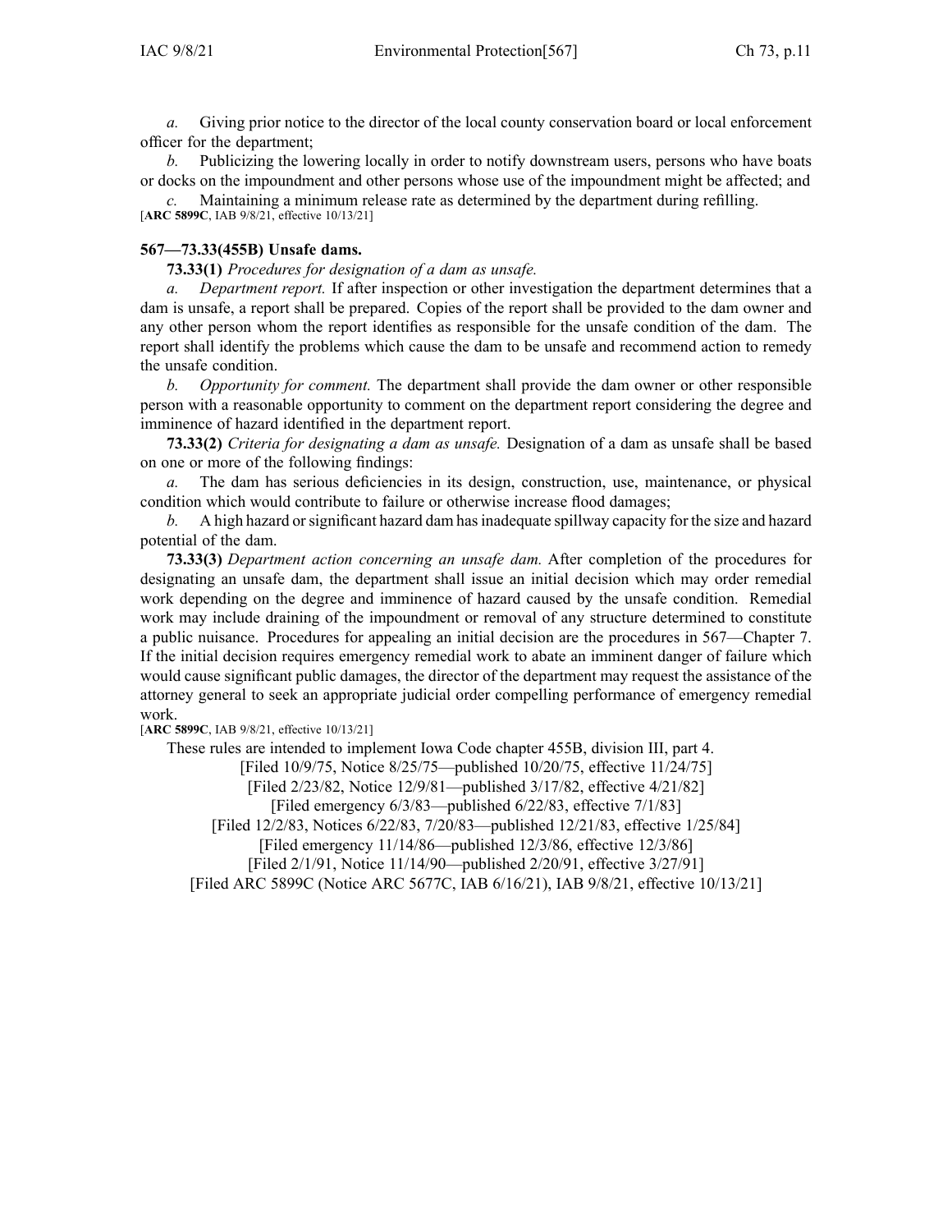*a.* Giving prior notice to the director of the local county conservation board or local enforcement officer for the department;

*b.* Publicizing the lowering locally in order to notify downstream users, persons who have boats or docks on the impoundment and other persons whose use of the impoundment might be affected; and

*c.* Maintaining a minimum release rate as determined by the department during refilling.

[**ARC 5899C**, IAB 9/8/21, effective 10/13/21]

**567—73.33(455B) Unsafe dams.**

**73.33(1)** *Procedures for designation of a dam as unsafe.*

*a.* *Department report.* If after inspection or other investigation the department determines that a dam is unsafe, a report shall be prepared. Copies of the report shall be provided to the dam owner and any other person whom the report identifies as responsible for the unsafe condition of the dam. The report shall identify the problems which cause the dam to be unsafe and recommend action to remedy the unsafe condition.

*b.* *Opportunity for comment.* The department shall provide the dam owner or other responsible person with a reasonable opportunity to comment on the department report considering the degree and imminence of hazard identified in the department report.

**73.33(2)** *Criteria for designating a dam as unsafe.* Designation of a dam as unsafe shall be based on one or more of the following findings:

*a.* The dam has serious deficiencies in its design, construction, use, maintenance, or physical condition which would contribute to failure or otherwise increase flood damages;

*b.* A high hazard or significant hazard dam has inadequate spillway capacity for the size and hazard potential of the dam.

**73.33(3)** *Department action concerning an unsafe dam.* After completion of the procedures for designating an unsafe dam, the department shall issue an initial decision which may order remedial work depending on the degree and imminence of hazard caused by the unsafe condition. Remedial work may include draining of the impoundment or removal of any structure determined to constitute a public nuisance. Procedures for appealing an initial decision are the procedures in 567—Chapter 7. If the initial decision requires emergency remedial work to abate an imminent danger of failure which would cause significant public damages, the director of the department may request the assistance of the attorney general to seek an appropriate judicial order compelling performance of emergency remedial work.

[**ARC 5899C**, IAB 9/8/21, effective 10/13/21]

These rules are intended to implement Iowa Code chapter 455B, division III, part 4.

[Filed 10/9/75, Notice 8/25/75—published 10/20/75, effective 11/24/75]

[Filed 2/23/82, Notice 12/9/81—published 3/17/82, effective 4/21/82]

[Filed emergency 6/3/83—published 6/22/83, effective 7/1/83]

[Filed 12/2/83, Notices 6/22/83, 7/20/83—published 12/21/83, effective 1/25/84]

[Filed emergency 11/14/86—published 12/3/86, effective 12/3/86]

[Filed 2/1/91, Notice 11/14/90—published 2/20/91, effective 3/27/91]

[Filed ARC 5899C (Notice ARC 5677C, IAB 6/16/21), IAB 9/8/21, effective 10/13/21]